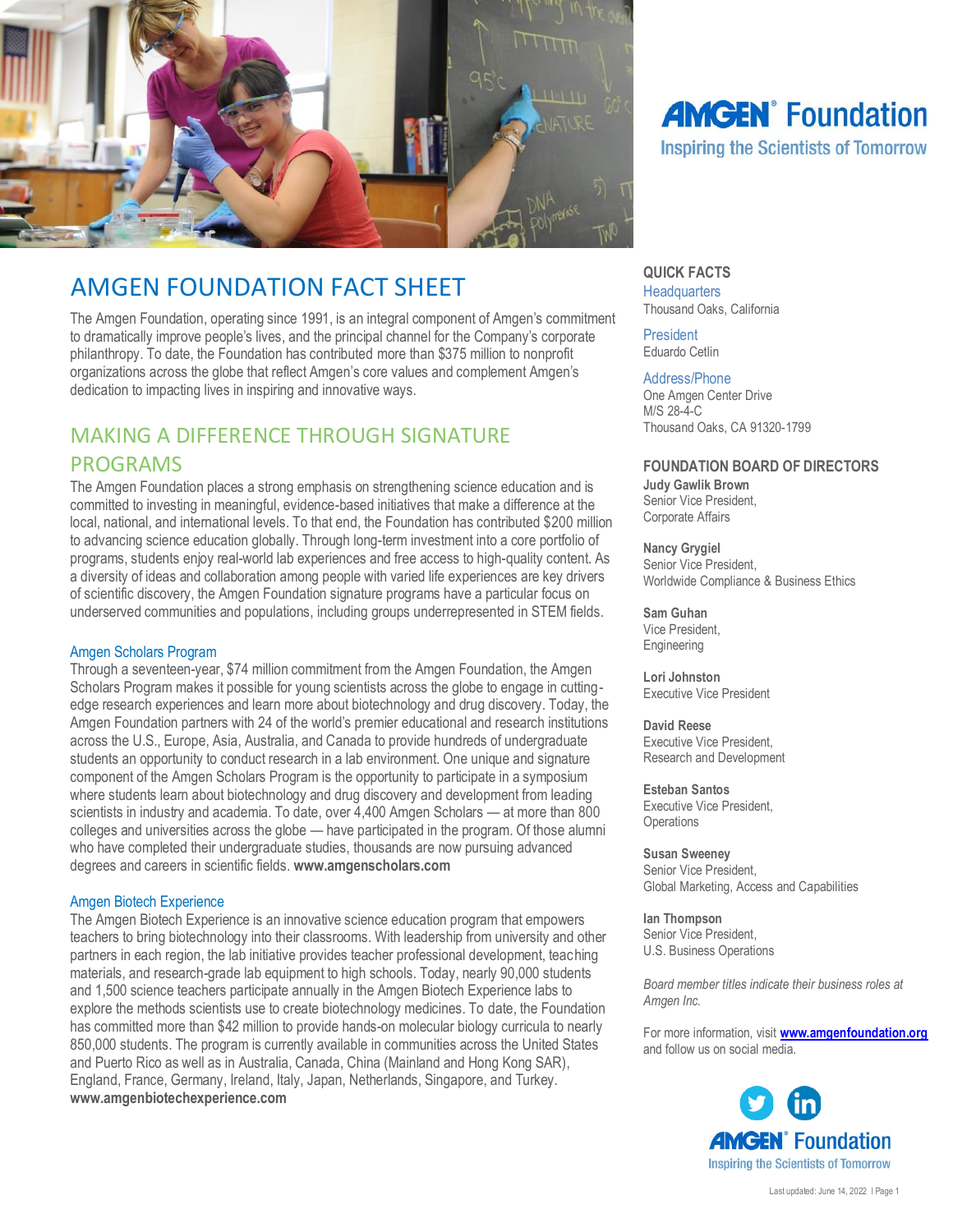# AMGEN FOUNDATION FACT SHEET

The Amgen Foundation, operating since 1991, is an integral component of Amgen's commitment to dramatically improve people's lives, and the principal channel for the Company's corporate philanthropy. To date, the Foundation has contributed more than $375 million to nonprofit organizations across the globe that reflect Amgen's core values and complement Amgen's dedication to impacting lives in inspiring and innovative ways.

## MAKING A DIFFERENCE THROUGH SIGNATURE PROGRAMS

The Amgen Foundation places a strong emphasis on strengthening science education and is committed to investing in meaningful, evidence-based initiatives that make a difference at the local, national, and international levels. To that end, the Foundation has contributed $200 million to advancing science education globally. Through long-term investment into a core portfolio of programs, students enjoy real-world lab experiences and free access to high-quality content. As a diversity of ideas and collaboration among people with varied life experiences are key drivers of scientific discovery, the Amgen Foundation signature programs have a particular focus on underserved communities and populations, including groups underrepresented in STEM fields.

### Amgen Scholars Program

Through a seventeen-year, $74 million commitment from the Amgen Foundation, the Amgen Scholars Program makes it possible for young scientists across the globe to engage in cutting-edge research experiences and learn more about biotechnology and drug discovery. Today, the Amgen Foundation partners with 24 of the world's premier educational and research institutions across the U.S., Europe, Asia, Australia, and Canada to provide hundreds of undergraduate students an opportunity to conduct research in a lab environment. One unique and signature component of the Amgen Scholars Program is the opportunity to participate in a symposium where students learn about biotechnology and drug discovery and development from leading scientists in industry and academia. To date, over 4,400 Amgen Scholars — at more than 800 colleges and universities across the globe — have participated in the program. Of those alumni who have completed their undergraduate studies, thousands are now pursuing advanced degrees and careers in scientific fields. **www.amgenscholars.com**

### Amgen Biotech Experience

The Amgen Biotech Experience is an innovative science education program that empowers teachers to bring biotechnology into their classrooms. With leadership from university and other partners in each region, the lab initiative provides teacher professional development, teaching materials, and research-grade lab equipment to high schools. Today, nearly 90,000 students and 1,500 science teachers participate annually in the Amgen Biotech Experience labs to explore the methods scientists use to create biotechnology medicines. To date, the Foundation has committed more than $42 million to provide hands-on molecular biology curricula to nearly 850,000 students. The program is currently available in communities across the United States and Puerto Rico as well as in Australia, Canada, China (Mainland and Hong Kong SAR), England, France, Germany, Ireland, Italy, Japan, Netherlands, Singapore, and Turkey. **www.amgenbiotechexperience.com**

**AMGEN® Foundation**
Inspiring the Scientists of Tomorrow

## QUICK FACTS

**Headquarters**
Thousand Oaks, California

**President**
Eduardo Cetlin

**Address/Phone**
One Amgen Center Drive
M/S 28-4-C
Thousand Oaks, CA 91320-1799

## FOUNDATION BOARD OF DIRECTORS

**Judy Gawlik Brown**
Senior Vice President,
Corporate Affairs

**Nancy Grygiel**
Senior Vice President,
Worldwide Compliance & Business Ethics

**Sam Guhan**
Vice President,
Engineering

**Lori Johnston**
Executive Vice President

**David Reese**
Executive Vice President,
Research and Development

**Esteban Santos**
Executive Vice President,
Operations

**Susan Sweeney**
Senior Vice President,
Global Marketing, Access and Capabilities

**Ian Thompson**
Senior Vice President,
U.S. Business Operations

*Board member titles indicate their business roles at Amgen Inc.*

For more information, visit **www.amgenfoundation.org** and follow us on social media.

**AMGEN® Foundation**
Inspiring the Scientists of Tomorrow

Last updated: June 14, 2022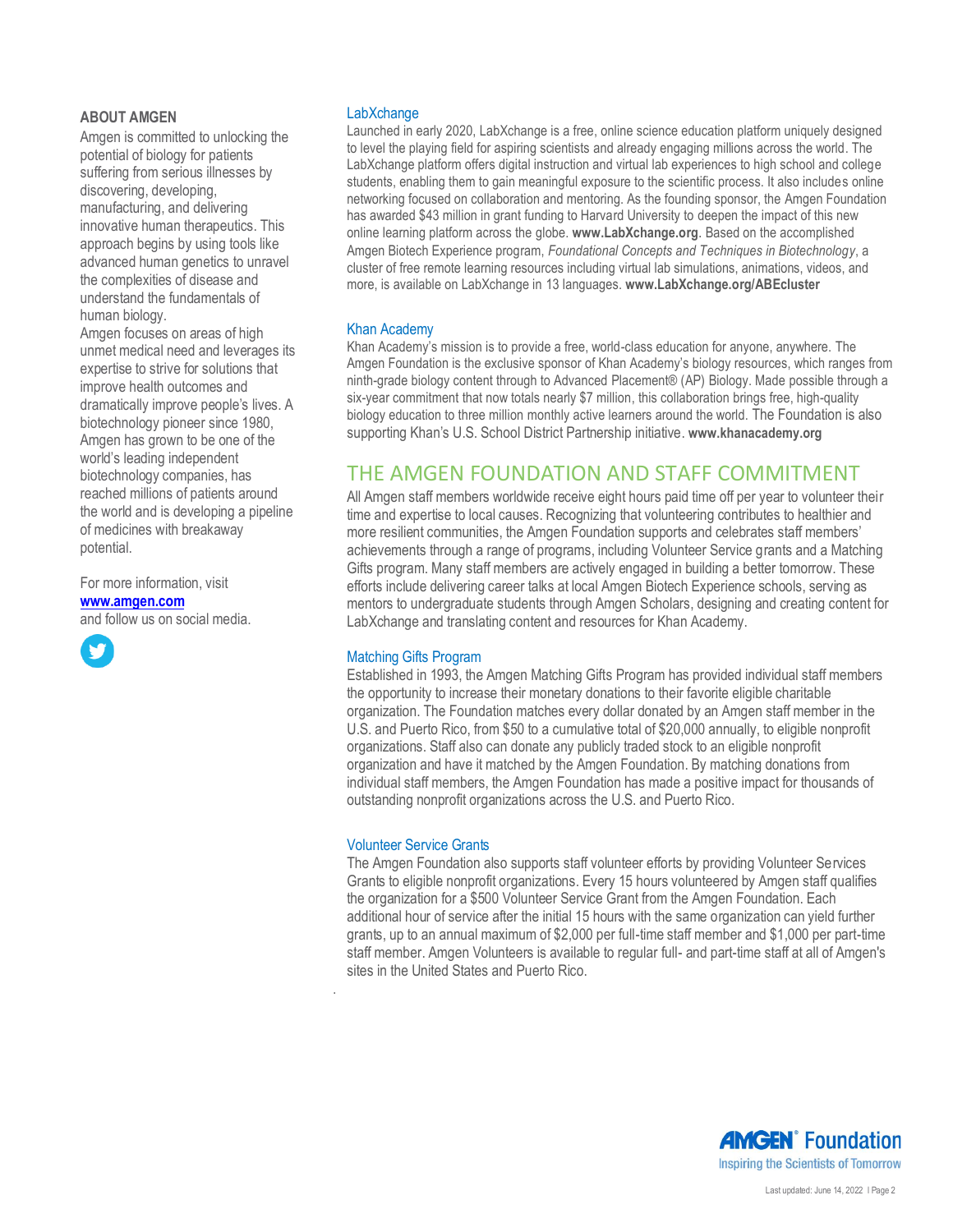## ABOUT AMGEN

Amgen is committed to unlocking the potential of biology for patients suffering from serious illnesses by discovering, developing, manufacturing, and delivering innovative human therapeutics. This approach begins by using tools like advanced human genetics to unravel the complexities of disease and understand the fundamentals of human biology.

Amgen focuses on areas of high unmet medical need and leverages its expertise to strive for solutions that improve health outcomes and dramatically improve people's lives. A biotechnology pioneer since 1980, Amgen has grown to be one of the world's leading independent biotechnology companies, has reached millions of patients around the world and is developing a pipeline of medicines with breakaway potential.

For more information, visit **www.amgen.com** and follow us on social media.

### LabXchange

Launched in early 2020, LabXchange is a free, online science education platform uniquely designed to level the playing field for aspiring scientists and already engaging millions across the world. The LabXchange platform offers digital instruction and virtual lab experiences to high school and college students, enabling them to gain meaningful exposure to the scientific process. It also includes online networking focused on collaboration and mentoring. As the founding sponsor, the Amgen Foundation has awarded $43 million in grant funding to Harvard University to deepen the impact of this new online learning platform across the globe. **www.LabXchange.org**. Based on the accomplished Amgen Biotech Experience program, *Foundational Concepts and Techniques in Biotechnology*, a cluster of free remote learning resources including virtual lab simulations, animations, videos, and more, is available on LabXchange in 13 languages. **www.LabXchange.org/ABEcluster**

### Khan Academy

Khan Academy's mission is to provide a free, world-class education for anyone, anywhere. The Amgen Foundation is the exclusive sponsor of Khan Academy's biology resources, which ranges from ninth-grade biology content through to Advanced Placement® (AP) Biology. Made possible through a six-year commitment that now totals nearly $7 million, this collaboration brings free, high-quality biology education to three million monthly active learners around the world. The Foundation is also supporting Khan's U.S. School District Partnership initiative. **www.khanacademy.org**

## THE AMGEN FOUNDATION AND STAFF COMMITMENT

All Amgen staff members worldwide receive eight hours paid time off per year to volunteer their time and expertise to local causes. Recognizing that volunteering contributes to healthier and more resilient communities, the Amgen Foundation supports and celebrates staff members' achievements through a range of programs, including Volunteer Service grants and a Matching Gifts program. Many staff members are actively engaged in building a better tomorrow. These efforts include delivering career talks at local Amgen Biotech Experience schools, serving as mentors to undergraduate students through Amgen Scholars, designing and creating content for LabXchange and translating content and resources for Khan Academy.

### Matching Gifts Program

Established in 1993, the Amgen Matching Gifts Program has provided individual staff members the opportunity to increase their monetary donations to their favorite eligible charitable organization. The Foundation matches every dollar donated by an Amgen staff member in the U.S. and Puerto Rico, from $50 to a cumulative total of $20,000 annually, to eligible nonprofit organizations. Staff also can donate any publicly traded stock to an eligible nonprofit organization and have it matched by the Amgen Foundation. By matching donations from individual staff members, the Amgen Foundation has made a positive impact for thousands of outstanding nonprofit organizations across the U.S. and Puerto Rico.

### Volunteer Service Grants

The Amgen Foundation also supports staff volunteer efforts by providing Volunteer Services Grants to eligible nonprofit organizations. Every 15 hours volunteered by Amgen staff qualifies the organization for a $500 Volunteer Service Grant from the Amgen Foundation. Each additional hour of service after the initial 15 hours with the same organization can yield further grants, up to an annual maximum of $2,000 per full-time staff member and $1,000 per part-time staff member. Amgen Volunteers is available to regular full- and part-time staff at all of Amgen's sites in the United States and Puerto Rico.

AMGEN® Foundation
Inspiring the Scientists of Tomorrow

Last updated: June 14, 2022